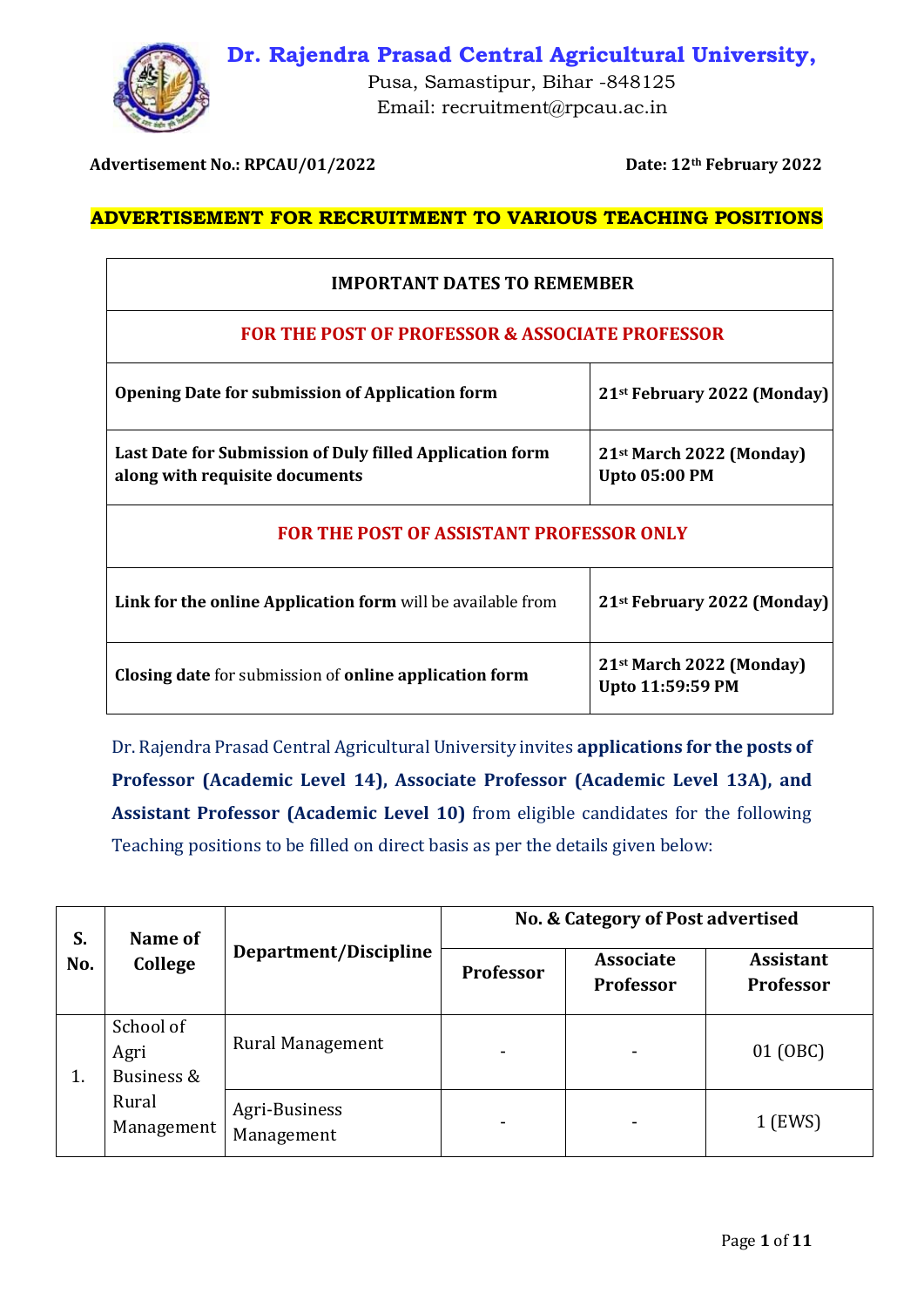# Dr. Rajendra Prasad Central Agricultural University,

Pusa, Samastipur, Bihar -848125
Email: recruitment@rpcau.ac.in

**Advertisement No.: RPCAU/01/2022** **Date: 12th February 2022**

## ADVERTISEMENT FOR RECRUITMENT TO VARIOUS TEACHING POSITIONS

| IMPORTANT DATES TO REMEMBER | |
|---|---|
| **FOR THE POST OF PROFESSOR & ASSOCIATE PROFESSOR** | |
| **Opening Date for submission of Application form** | **21st February 2022 (Monday)** |
| **Last Date for Submission of Duly filled Application form along with requisite documents** | **21st March 2022 (Monday) Upto 05:00 PM** |
| **FOR THE POST OF ASSISTANT PROFESSOR ONLY** | |
| **Link for the online Application form** will be available from | **21st February 2022 (Monday)** |
| **Closing date** for submission of **online application form** | **21st March 2022 (Monday) Upto 11:59:59 PM** |

Dr. Rajendra Prasad Central Agricultural University invites **applications for the posts of Professor (Academic Level 14), Associate Professor (Academic Level 13A), and Assistant Professor (Academic Level 10)** from eligible candidates for the following Teaching positions to be filled on direct basis as per the details given below:

| S. No. | Name of College | Department/Discipline | No. & Category of Post advertised | | |
|---|---|---|---|---|---|
| | | | Professor | Associate Professor | Assistant Professor |
| 1. | School of Agri Business & Rural Management | Rural Management | - | - | 01 (OBC) |
| | | Agri-Business Management | - | - | 1 (EWS) |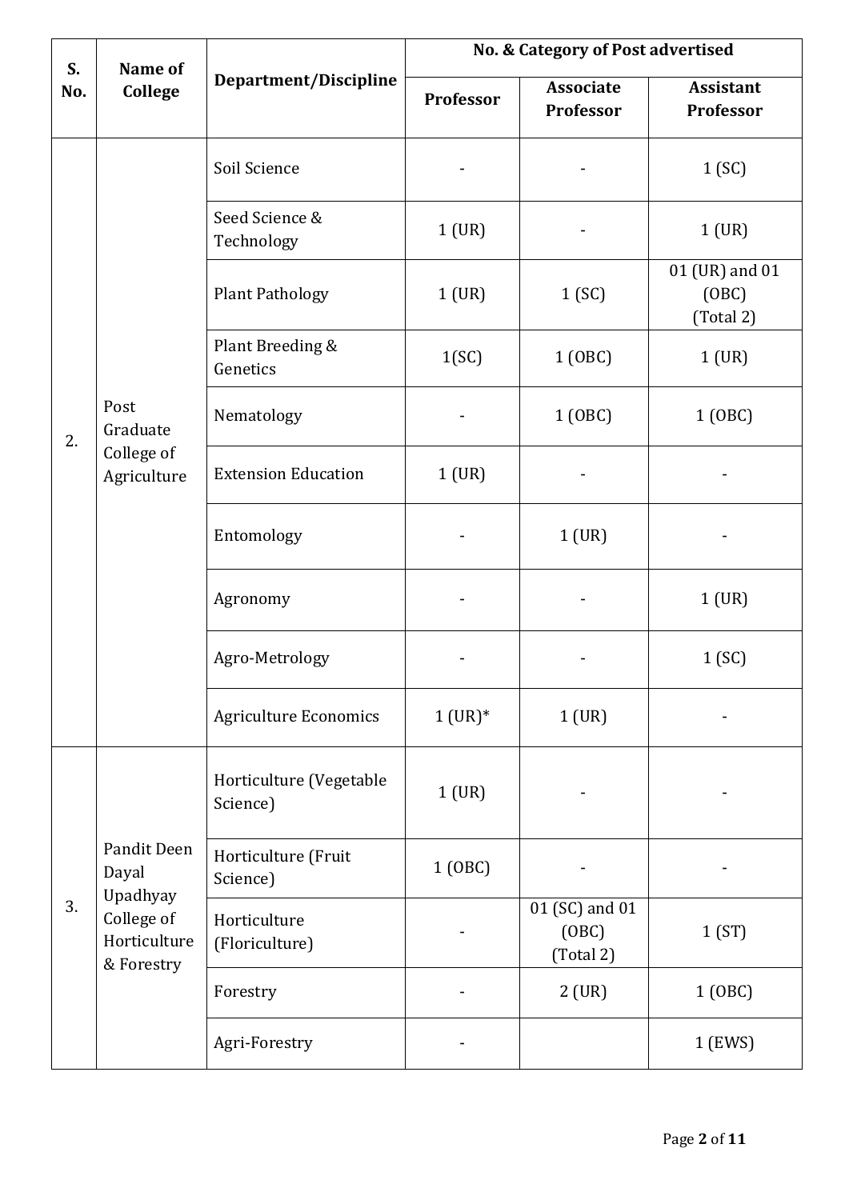| S. No. | Name of College | Department/Discipline | No. & Category of Post advertised | | |
|---|---|---|---|---|---|
| | | | Professor | Associate Professor | Assistant Professor |
| 2. | Post Graduate College of Agriculture | Soil Science | - | - | 1 (SC) |
| | | Seed Science & Technology | 1 (UR) | - | 1 (UR) |
| | | Plant Pathology | 1 (UR) | 1 (SC) | 01 (UR) and 01 (OBC) (Total 2) |
| | | Plant Breeding & Genetics | 1(SC) | 1 (OBC) | 1 (UR) |
| | | Nematology | - | 1 (OBC) | 1 (OBC) |
| | | Extension Education | 1 (UR) | - | - |
| | | Entomology | - | 1 (UR) | - |
| | | Agronomy | - | - | 1 (UR) |
| | | Agro-Metrology | - | - | 1 (SC) |
| | | Agriculture Economics | 1 (UR)* | 1 (UR) | - |
| 3. | Pandit Deen Dayal Upadhyay College of Horticulture & Forestry | Horticulture (Vegetable Science) | 1 (UR) | - | - |
| | | Horticulture (Fruit Science) | 1 (OBC) | - | - |
| | | Horticulture (Floriculture) | - | 01 (SC) and 01 (OBC) (Total 2) | 1 (ST) |
| | | Forestry | - | 2 (UR) | 1 (OBC) |
| | | Agri-Forestry | - | | 1 (EWS) |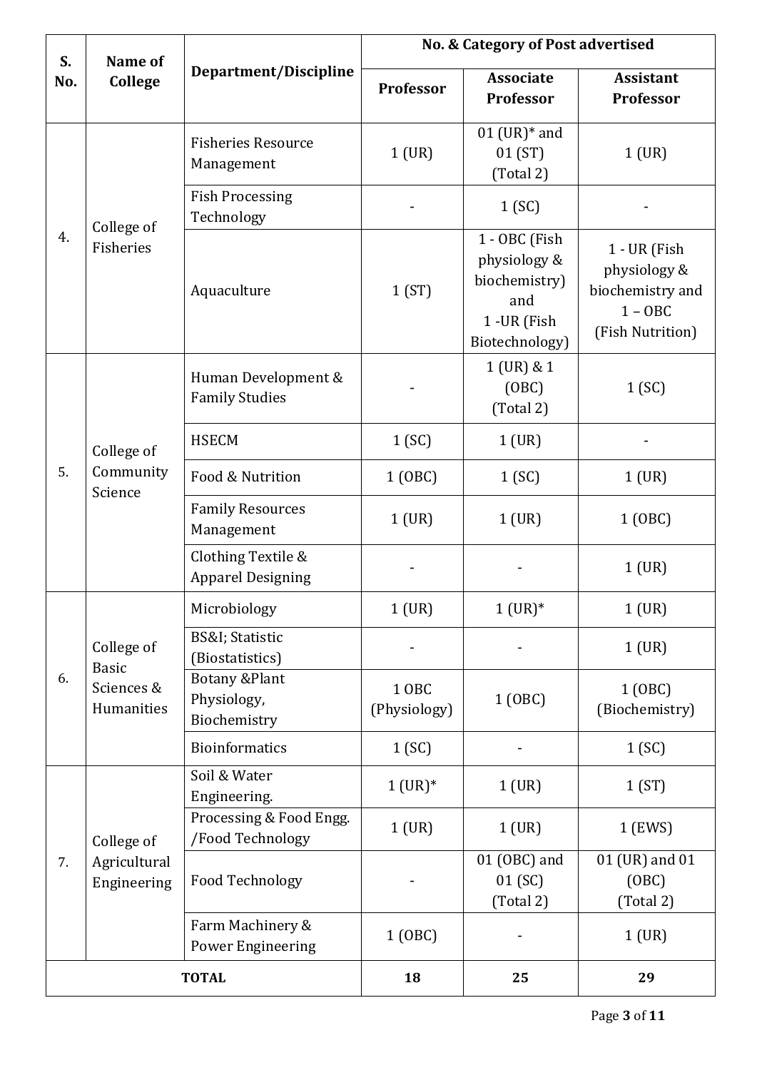| S. No. | Name of College | Department/Discipline | No. & Category of Post advertised | | |
|---|---|---|---|---|---|
| | | | Professor | Associate Professor | Assistant Professor |
| 4. | College of Fisheries | Fisheries Resource Management | 1 (UR) | 01 (UR)* and 01 (ST) (Total 2) | 1 (UR) |
| | | Fish Processing Technology | - | 1 (SC) | - |
| | | Aquaculture | 1 (ST) | 1 - OBC (Fish physiology & biochemistry) and 1 -UR (Fish Biotechnology) | 1 - UR (Fish physiology & biochemistry and 1 – OBC (Fish Nutrition) |
| 5. | College of Community Science | Human Development & Family Studies | - | 1 (UR) & 1 (OBC) (Total 2) | 1 (SC) |
| | | HSECM | 1 (SC) | 1 (UR) | - |
| | | Food & Nutrition | 1 (OBC) | 1 (SC) | 1 (UR) |
| | | Family Resources Management | 1 (UR) | 1 (UR) | 1 (OBC) |
| | | Clothing Textile & Apparel Designing | - | - | 1 (UR) |
| 6. | College of Basic Sciences & Humanities | Microbiology | 1 (UR) | 1 (UR)* | 1 (UR) |
| | | BS&I; Statistic (Biostatistics) | - | - | 1 (UR) |
| | | Botany &Plant Physiology, Biochemistry | 1 OBC (Physiology) | 1 (OBC) | 1 (OBC) (Biochemistry) |
| | | Bioinformatics | 1 (SC) | - | 1 (SC) |
| 7. | College of Agricultural Engineering | Soil & Water Engineering. | 1 (UR)* | 1 (UR) | 1 (ST) |
| | | Processing & Food Engg. /Food Technology | 1 (UR) | 1 (UR) | 1 (EWS) |
| | | Food Technology | - | 01 (OBC) and 01 (SC) (Total 2) | 01 (UR) and 01 (OBC) (Total 2) |
| | | Farm Machinery & Power Engineering | 1 (OBC) | - | 1 (UR) |
| **TOTAL** | | | **18** | **25** | **29** |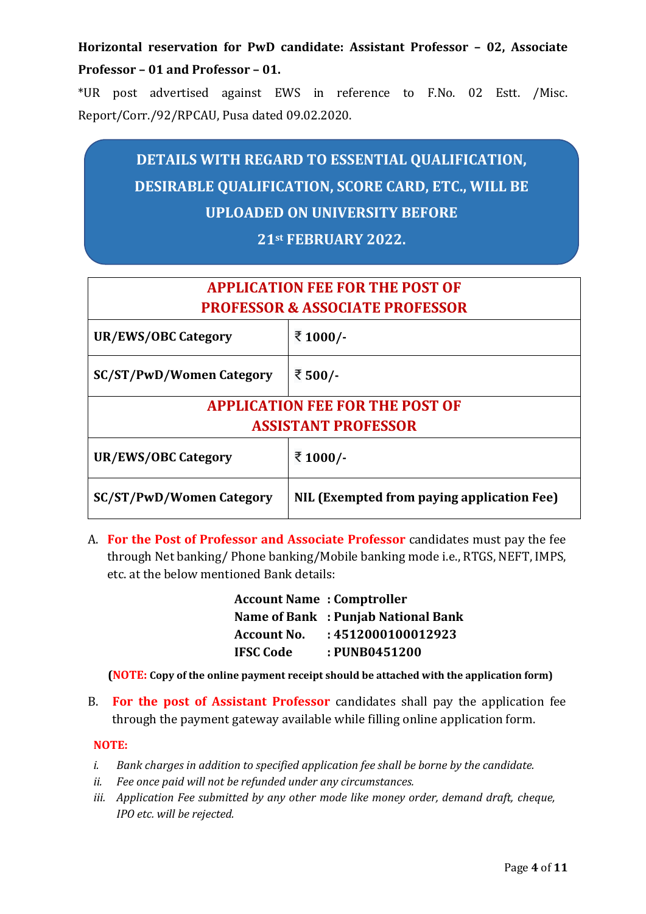**Horizontal reservation for PwD candidate: Assistant Professor – 02, Associate Professor – 01 and Professor – 01.**

*UR post advertised against EWS in reference to F.No. 02 Estt. /Misc. Report/Corr./92/RPCAU, Pusa dated 09.02.2020.

**DETAILS WITH REGARD TO ESSENTIAL QUALIFICATION, DESIRABLE QUALIFICATION, SCORE CARD, ETC., WILL BE UPLOADED ON UNIVERSITY BEFORE 21st FEBRUARY 2022.**

| **APPLICATION FEE FOR THE POST OF PROFESSOR & ASSOCIATE PROFESSOR** | |
|---|---|
| **UR/EWS/OBC Category** | **₹ 1000/-** |
| **SC/ST/PwD/Women Category** | **₹ 500/-** |
| **APPLICATION FEE FOR THE POST OF ASSISTANT PROFESSOR** | |
| **UR/EWS/OBC Category** | **₹ 1000/-** |
| **SC/ST/PwD/Women Category** | **NIL (Exempted from paying application Fee)** |

A. **For the Post of Professor and Associate Professor** candidates must pay the fee through Net banking/ Phone banking/Mobile banking mode i.e., RTGS, NEFT, IMPS, etc. at the below mentioned Bank details:

**Account Name : Comptroller**
**Name of Bank : Punjab National Bank**
**Account No. : 4512000100012923**
**IFSC Code : PUNB0451200**

**(NOTE: Copy of the online payment receipt should be attached with the application form)**

B. **For the post of Assistant Professor** candidates shall pay the application fee through the payment gateway available while filling online application form.

**NOTE:**

*i. Bank charges in addition to specified application fee shall be borne by the candidate.*
*ii. Fee once paid will not be refunded under any circumstances.*
*iii. Application Fee submitted by any other mode like money order, demand draft, cheque, IPO etc. will be rejected.*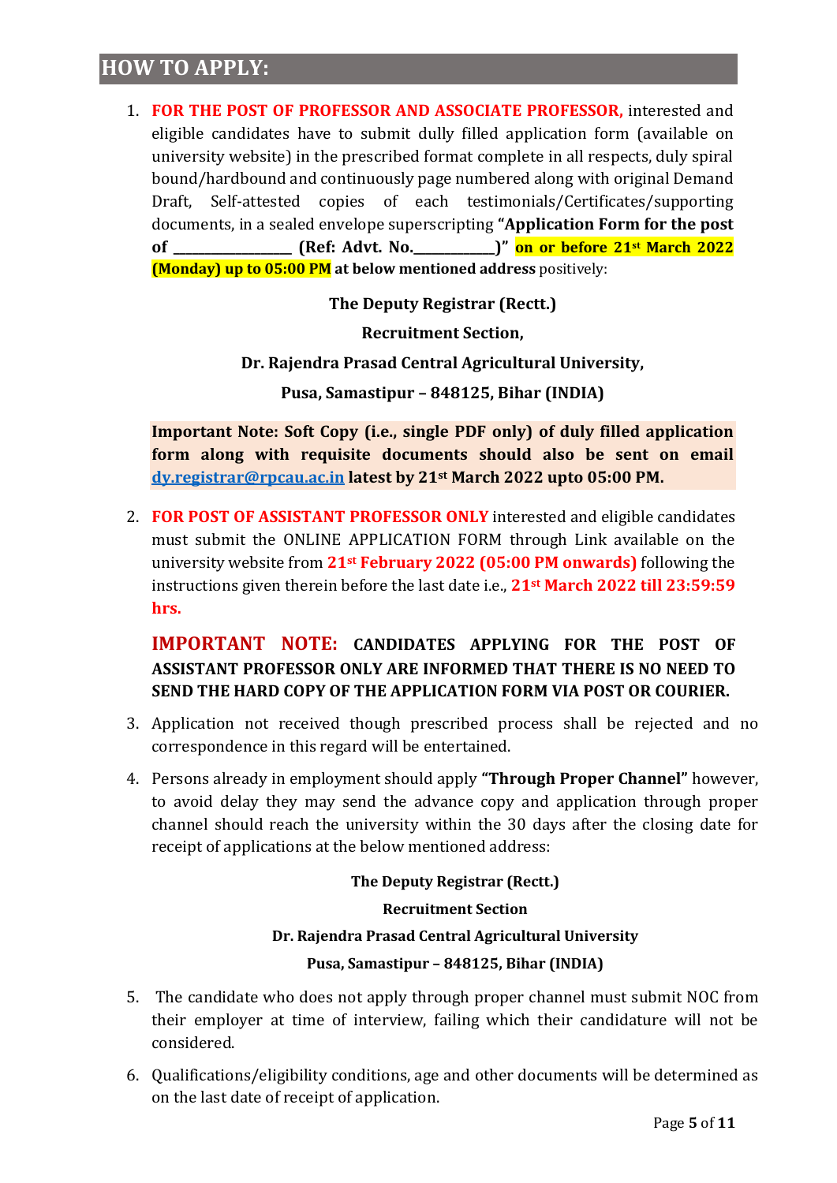## HOW TO APPLY:

1. **FOR THE POST OF PROFESSOR AND ASSOCIATE PROFESSOR,** interested and eligible candidates have to submit dully filled application form (available on university website) in the prescribed format complete in all respects, duly spiral bound/hardbound and continuously page numbered along with original Demand Draft, Self-attested copies of each testimonials/Certificates/supporting documents, in a sealed envelope superscripting **"Application Form for the post of ________________ (Ref: Advt. No.___________)"** **on or before 21st March 2022 (Monday) up to 05:00 PM** **at below mentioned address** positively:

   **The Deputy Registrar (Rectt.)**

   **Recruitment Section,**

   **Dr. Rajendra Prasad Central Agricultural University,**

   **Pusa, Samastipur – 848125, Bihar (INDIA)**

   **Important Note: Soft Copy (i.e., single PDF only) of duly filled application form along with requisite documents should also be sent on email dy.registrar@rpcau.ac.in latest by 21st March 2022 upto 05:00 PM.**

2. **FOR POST OF ASSISTANT PROFESSOR ONLY** interested and eligible candidates must submit the ONLINE APPLICATION FORM through Link available on the university website from **21st February 2022 (05:00 PM onwards)** following the instructions given therein before the last date i.e., **21st March 2022 till 23:59:59 hrs.**

   **IMPORTANT NOTE: CANDIDATES APPLYING FOR THE POST OF ASSISTANT PROFESSOR ONLY ARE INFORMED THAT THERE IS NO NEED TO SEND THE HARD COPY OF THE APPLICATION FORM VIA POST OR COURIER.**

3. Application not received though prescribed process shall be rejected and no correspondence in this regard will be entertained.

4. Persons already in employment should apply **"Through Proper Channel"** however, to avoid delay they may send the advance copy and application through proper channel should reach the university within the 30 days after the closing date for receipt of applications at the below mentioned address:

   **The Deputy Registrar (Rectt.)**

   **Recruitment Section**

   **Dr. Rajendra Prasad Central Agricultural University**

   **Pusa, Samastipur – 848125, Bihar (INDIA)**

5. The candidate who does not apply through proper channel must submit NOC from their employer at time of interview, failing which their candidature will not be considered.

6. Qualifications/eligibility conditions, age and other documents will be determined as on the last date of receipt of application.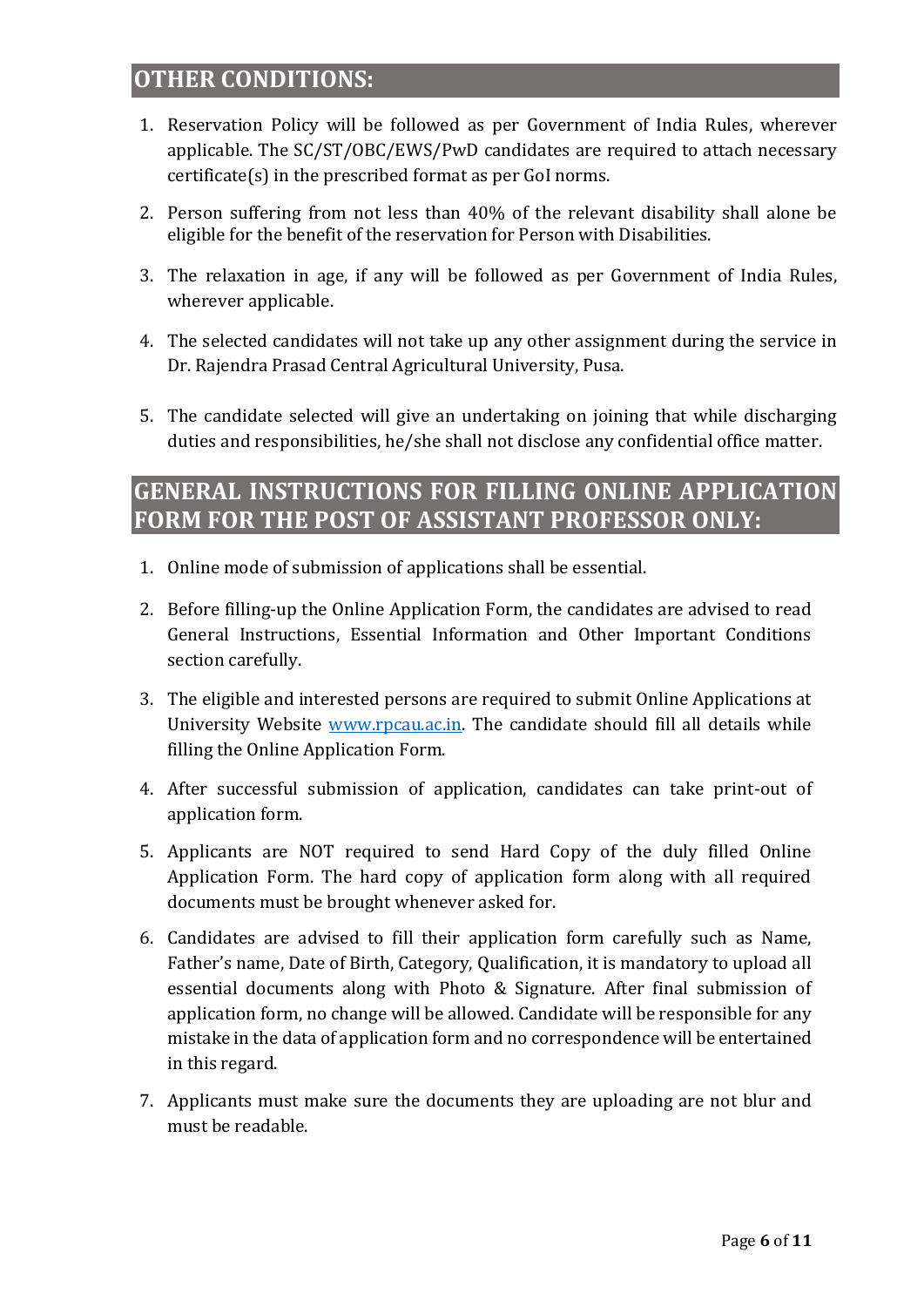## OTHER CONDITIONS:

1. Reservation Policy will be followed as per Government of India Rules, wherever applicable. The SC/ST/OBC/EWS/PwD candidates are required to attach necessary certificate(s) in the prescribed format as per GoI norms.
2. Person suffering from not less than 40% of the relevant disability shall alone be eligible for the benefit of the reservation for Person with Disabilities.
3. The relaxation in age, if any will be followed as per Government of India Rules, wherever applicable.
4. The selected candidates will not take up any other assignment during the service in Dr. Rajendra Prasad Central Agricultural University, Pusa.
5. The candidate selected will give an undertaking on joining that while discharging duties and responsibilities, he/she shall not disclose any confidential office matter.

## GENERAL INSTRUCTIONS FOR FILLING ONLINE APPLICATION FORM FOR THE POST OF ASSISTANT PROFESSOR ONLY:

1. Online mode of submission of applications shall be essential.
2. Before filling-up the Online Application Form, the candidates are advised to read General Instructions, Essential Information and Other Important Conditions section carefully.
3. The eligible and interested persons are required to submit Online Applications at University Website [www.rpcau.ac.in](http://www.rpcau.ac.in). The candidate should fill all details while filling the Online Application Form.
4. After successful submission of application, candidates can take print-out of application form.
5. Applicants are NOT required to send Hard Copy of the duly filled Online Application Form. The hard copy of application form along with all required documents must be brought whenever asked for.
6. Candidates are advised to fill their application form carefully such as Name, Father's name, Date of Birth, Category, Qualification, it is mandatory to upload all essential documents along with Photo & Signature. After final submission of application form, no change will be allowed. Candidate will be responsible for any mistake in the data of application form and no correspondence will be entertained in this regard.
7. Applicants must make sure the documents they are uploading are not blur and must be readable.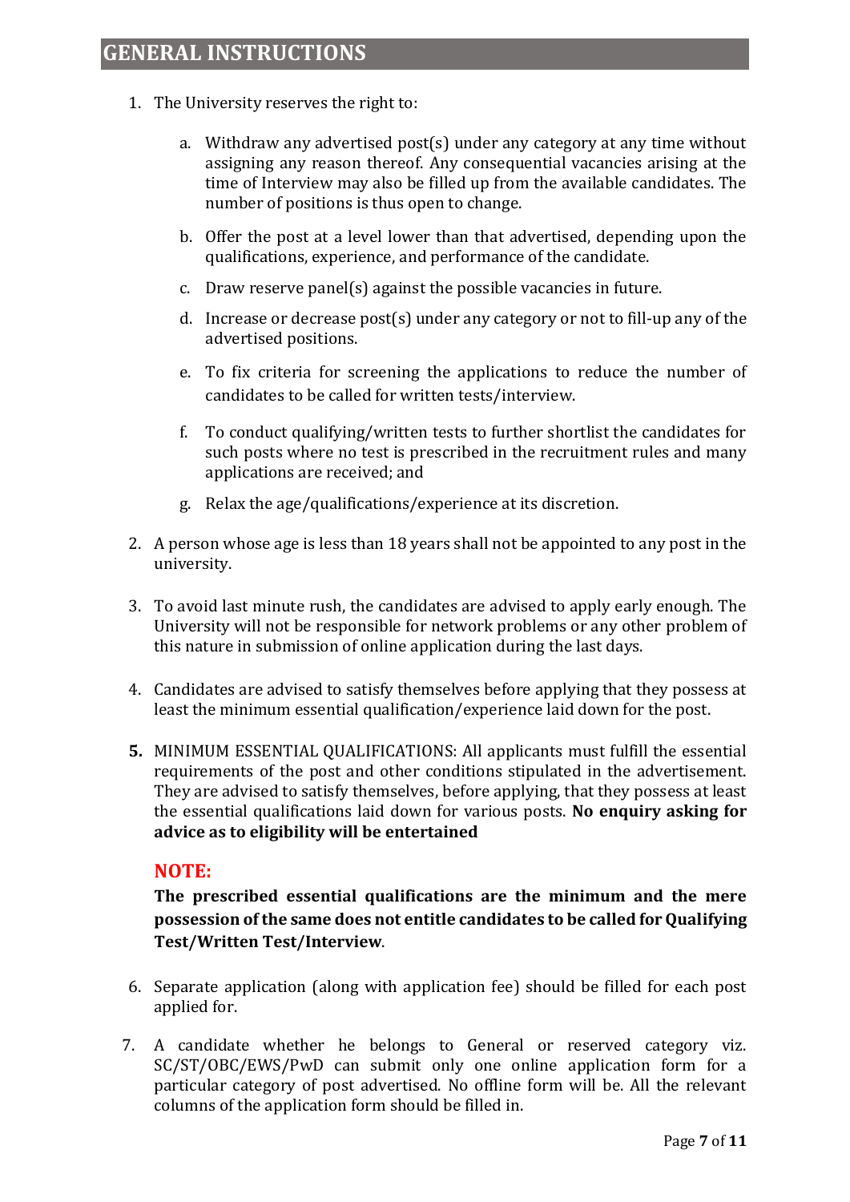# GENERAL INSTRUCTIONS

1. The University reserves the right to:

    a. Withdraw any advertised post(s) under any category at any time without assigning any reason thereof. Any consequential vacancies arising at the time of Interview may also be filled up from the available candidates. The number of positions is thus open to change.

    b. Offer the post at a level lower than that advertised, depending upon the qualifications, experience, and performance of the candidate.

    c. Draw reserve panel(s) against the possible vacancies in future.

    d. Increase or decrease post(s) under any category or not to fill-up any of the advertised positions.

    e. To fix criteria for screening the applications to reduce the number of candidates to be called for written tests/interview.

    f. To conduct qualifying/written tests to further shortlist the candidates for such posts where no test is prescribed in the recruitment rules and many applications are received; and

    g. Relax the age/qualifications/experience at its discretion.

2. A person whose age is less than 18 years shall not be appointed to any post in the university.

3. To avoid last minute rush, the candidates are advised to apply early enough. The University will not be responsible for network problems or any other problem of this nature in submission of online application during the last days.

4. Candidates are advised to satisfy themselves before applying that they possess at least the minimum essential qualification/experience laid down for the post.

5. MINIMUM ESSENTIAL QUALIFICATIONS: All applicants must fulfill the essential requirements of the post and other conditions stipulated in the advertisement. They are advised to satisfy themselves, before applying, that they possess at least the essential qualifications laid down for various posts. **No enquiry asking for advice as to eligibility will be entertained**

    **NOTE:**

    **The prescribed essential qualifications are the minimum and the mere possession of the same does not entitle candidates to be called for Qualifying Test/Written Test/Interview**.

6. Separate application (along with application fee) should be filled for each post applied for.

7. A candidate whether he belongs to General or reserved category viz. SC/ST/OBC/EWS/PwD can submit only one online application form for a particular category of post advertised. No offline form will be. All the relevant columns of the application form should be filled in.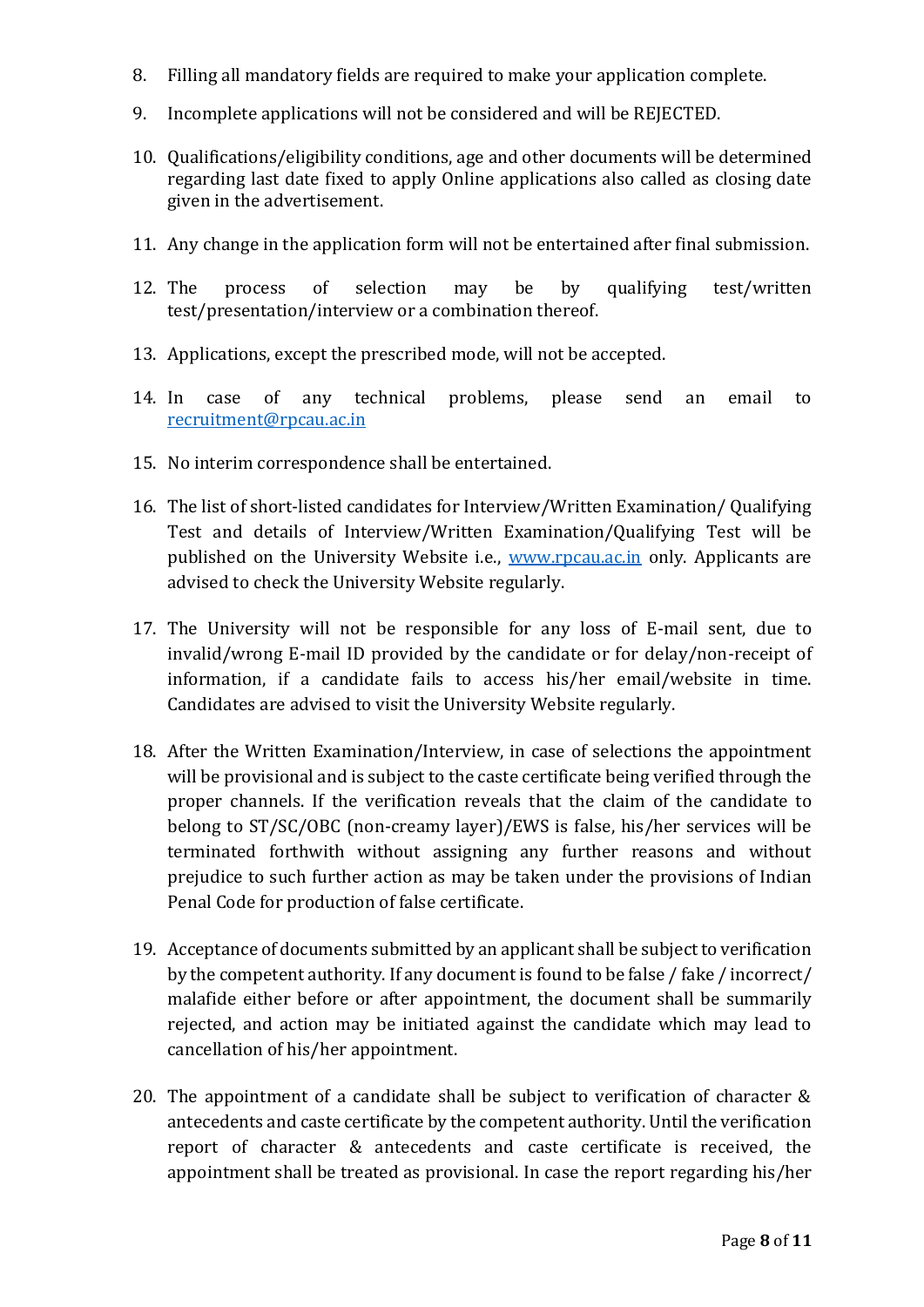8. Filling all mandatory fields are required to make your application complete.

9. Incomplete applications will not be considered and will be REJECTED.

10. Qualifications/eligibility conditions, age and other documents will be determined regarding last date fixed to apply Online applications also called as closing date given in the advertisement.

11. Any change in the application form will not be entertained after final submission.

12. The process of selection may be by qualifying test/written test/presentation/interview or a combination thereof.

13. Applications, except the prescribed mode, will not be accepted.

14. In case of any technical problems, please send an email to recruitment@rpcau.ac.in

15. No interim correspondence shall be entertained.

16. The list of short-listed candidates for Interview/Written Examination/ Qualifying Test and details of Interview/Written Examination/Qualifying Test will be published on the University Website i.e., www.rpcau.ac.in only. Applicants are advised to check the University Website regularly.

17. The University will not be responsible for any loss of E-mail sent, due to invalid/wrong E-mail ID provided by the candidate or for delay/non-receipt of information, if a candidate fails to access his/her email/website in time. Candidates are advised to visit the University Website regularly.

18. After the Written Examination/Interview, in case of selections the appointment will be provisional and is subject to the caste certificate being verified through the proper channels. If the verification reveals that the claim of the candidate to belong to ST/SC/OBC (non-creamy layer)/EWS is false, his/her services will be terminated forthwith without assigning any further reasons and without prejudice to such further action as may be taken under the provisions of Indian Penal Code for production of false certificate.

19. Acceptance of documents submitted by an applicant shall be subject to verification by the competent authority. If any document is found to be false / fake / incorrect/ malafide either before or after appointment, the document shall be summarily rejected, and action may be initiated against the candidate which may lead to cancellation of his/her appointment.

20. The appointment of a candidate shall be subject to verification of character & antecedents and caste certificate by the competent authority. Until the verification report of character & antecedents and caste certificate is received, the appointment shall be treated as provisional. In case the report regarding his/her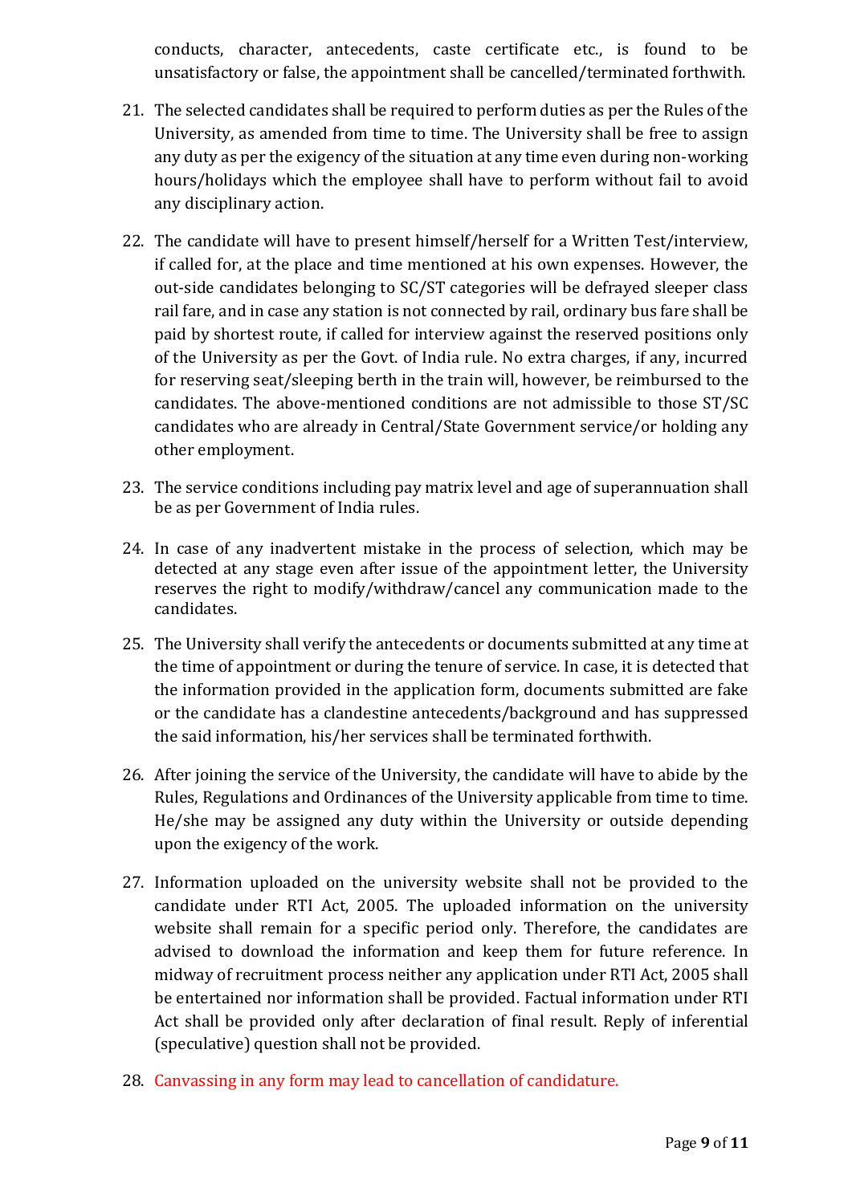conducts, character, antecedents, caste certificate etc., is found to be unsatisfactory or false, the appointment shall be cancelled/terminated forthwith.

21. The selected candidates shall be required to perform duties as per the Rules of the University, as amended from time to time. The University shall be free to assign any duty as per the exigency of the situation at any time even during non-working hours/holidays which the employee shall have to perform without fail to avoid any disciplinary action.

22. The candidate will have to present himself/herself for a Written Test/interview, if called for, at the place and time mentioned at his own expenses. However, the out-side candidates belonging to SC/ST categories will be defrayed sleeper class rail fare, and in case any station is not connected by rail, ordinary bus fare shall be paid by shortest route, if called for interview against the reserved positions only of the University as per the Govt. of India rule. No extra charges, if any, incurred for reserving seat/sleeping berth in the train will, however, be reimbursed to the candidates. The above-mentioned conditions are not admissible to those ST/SC candidates who are already in Central/State Government service/or holding any other employment.

23. The service conditions including pay matrix level and age of superannuation shall be as per Government of India rules.

24. In case of any inadvertent mistake in the process of selection, which may be detected at any stage even after issue of the appointment letter, the University reserves the right to modify/withdraw/cancel any communication made to the candidates.

25. The University shall verify the antecedents or documents submitted at any time at the time of appointment or during the tenure of service. In case, it is detected that the information provided in the application form, documents submitted are fake or the candidate has a clandestine antecedents/background and has suppressed the said information, his/her services shall be terminated forthwith.

26. After joining the service of the University, the candidate will have to abide by the Rules, Regulations and Ordinances of the University applicable from time to time. He/she may be assigned any duty within the University or outside depending upon the exigency of the work.

27. Information uploaded on the university website shall not be provided to the candidate under RTI Act, 2005. The uploaded information on the university website shall remain for a specific period only. Therefore, the candidates are advised to download the information and keep them for future reference. In midway of recruitment process neither any application under RTI Act, 2005 shall be entertained nor information shall be provided. Factual information under RTI Act shall be provided only after declaration of final result. Reply of inferential (speculative) question shall not be provided.

28. Canvassing in any form may lead to cancellation of candidature.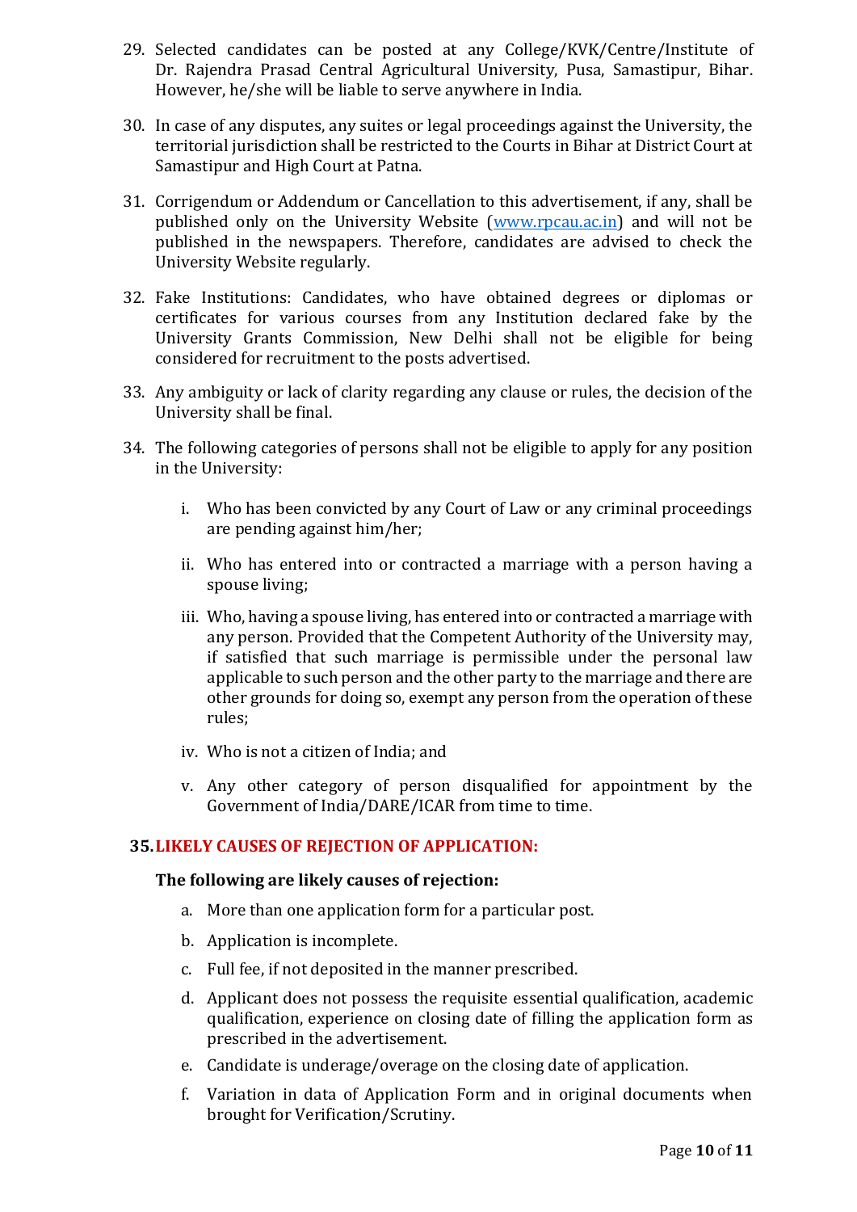29. Selected candidates can be posted at any College/KVK/Centre/Institute of Dr. Rajendra Prasad Central Agricultural University, Pusa, Samastipur, Bihar. However, he/she will be liable to serve anywhere in India.

30. In case of any disputes, any suites or legal proceedings against the University, the territorial jurisdiction shall be restricted to the Courts in Bihar at District Court at Samastipur and High Court at Patna.

31. Corrigendum or Addendum or Cancellation to this advertisement, if any, shall be published only on the University Website (www.rpcau.ac.in) and will not be published in the newspapers. Therefore, candidates are advised to check the University Website regularly.

32. Fake Institutions: Candidates, who have obtained degrees or diplomas or certificates for various courses from any Institution declared fake by the University Grants Commission, New Delhi shall not be eligible for being considered for recruitment to the posts advertised.

33. Any ambiguity or lack of clarity regarding any clause or rules, the decision of the University shall be final.

34. The following categories of persons shall not be eligible to apply for any position in the University:

    i. Who has been convicted by any Court of Law or any criminal proceedings are pending against him/her;

    ii. Who has entered into or contracted a marriage with a person having a spouse living;

    iii. Who, having a spouse living, has entered into or contracted a marriage with any person. Provided that the Competent Authority of the University may, if satisfied that such marriage is permissible under the personal law applicable to such person and the other party to the marriage and there are other grounds for doing so, exempt any person from the operation of these rules;

    iv. Who is not a citizen of India; and

    v. Any other category of person disqualified for appointment by the Government of India/DARE/ICAR from time to time.

**35. LIKELY CAUSES OF REJECTION OF APPLICATION:**

**The following are likely causes of rejection:**

a. More than one application form for a particular post.

b. Application is incomplete.

c. Full fee, if not deposited in the manner prescribed.

d. Applicant does not possess the requisite essential qualification, academic qualification, experience on closing date of filling the application form as prescribed in the advertisement.

e. Candidate is underage/overage on the closing date of application.

f. Variation in data of Application Form and in original documents when brought for Verification/Scrutiny.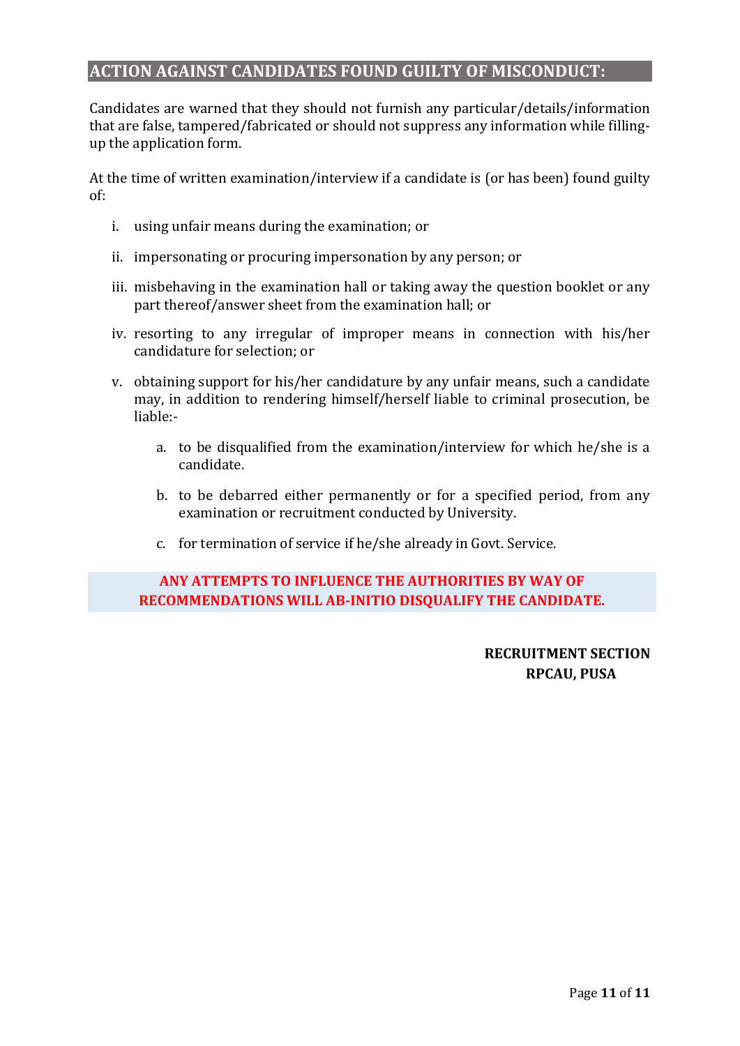## ACTION AGAINST CANDIDATES FOUND GUILTY OF MISCONDUCT:

Candidates are warned that they should not furnish any particular/details/information that are false, tampered/fabricated or should not suppress any information while filling-up the application form.

At the time of written examination/interview if a candidate is (or has been) found guilty of:

i. using unfair means during the examination; or

ii. impersonating or procuring impersonation by any person; or

iii. misbehaving in the examination hall or taking away the question booklet or any part thereof/answer sheet from the examination hall; or

iv. resorting to any irregular of improper means in connection with his/her candidature for selection; or

v. obtaining support for his/her candidature by any unfair means, such a candidate may, in addition to rendering himself/herself liable to criminal prosecution, be liable:-

   a. to be disqualified from the examination/interview for which he/she is a candidate.

   b. to be debarred either permanently or for a specified period, from any examination or recruitment conducted by University.

   c. for termination of service if he/she already in Govt. Service.

**ANY ATTEMPTS TO INFLUENCE THE AUTHORITIES BY WAY OF RECOMMENDATIONS WILL AB-INITIO DISQUALIFY THE CANDIDATE.**

**RECRUITMENT SECTION**
**RPCAU, PUSA**